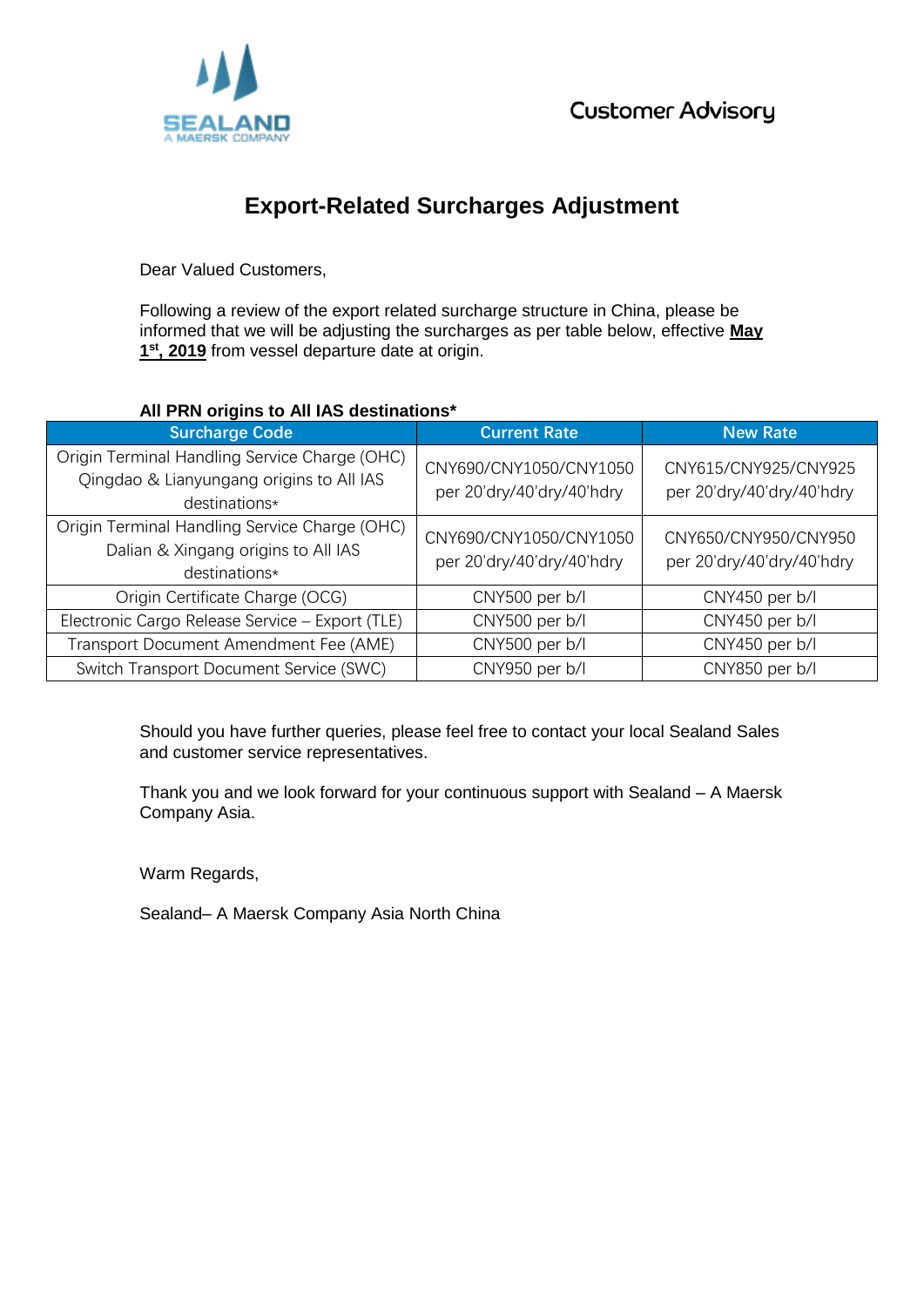SEALAND
A MAERSK COMPANY

Customer Advisory

# Export-Related Surcharges Adjustment

Dear Valued Customers,

Following a review of the export related surcharge structure in China, please be informed that we will be adjusting the surcharges as per table below, effective **May 1st, 2019** from vessel departure date at origin.

**All PRN origins to All IAS destinations***

| Surcharge Code | Current Rate | New Rate |
|---|---|---|
| Origin Terminal Handling Service Charge (OHC) Qingdao & Lianyungang origins to All IAS destinations* | CNY690/CNY1050/CNY1050 per 20'dry/40'dry/40'hdry | CNY615/CNY925/CNY925 per 20'dry/40'dry/40'hdry |
| Origin Terminal Handling Service Charge (OHC) Dalian & Xingang origins to All IAS destinations* | CNY690/CNY1050/CNY1050 per 20'dry/40'dry/40'hdry | CNY650/CNY950/CNY950 per 20'dry/40'dry/40'hdry |
| Origin Certificate Charge (OCG) | CNY500 per b/l | CNY450 per b/l |
| Electronic Cargo Release Service – Export (TLE) | CNY500 per b/l | CNY450 per b/l |
| Transport Document Amendment Fee (AME) | CNY500 per b/l | CNY450 per b/l |
| Switch Transport Document Service (SWC) | CNY950 per b/l | CNY850 per b/l |

Should you have further queries, please feel free to contact your local Sealand Sales and customer service representatives.

Thank you and we look forward for your continuous support with Sealand – A Maersk Company Asia.

Warm Regards,

Sealand– A Maersk Company Asia North China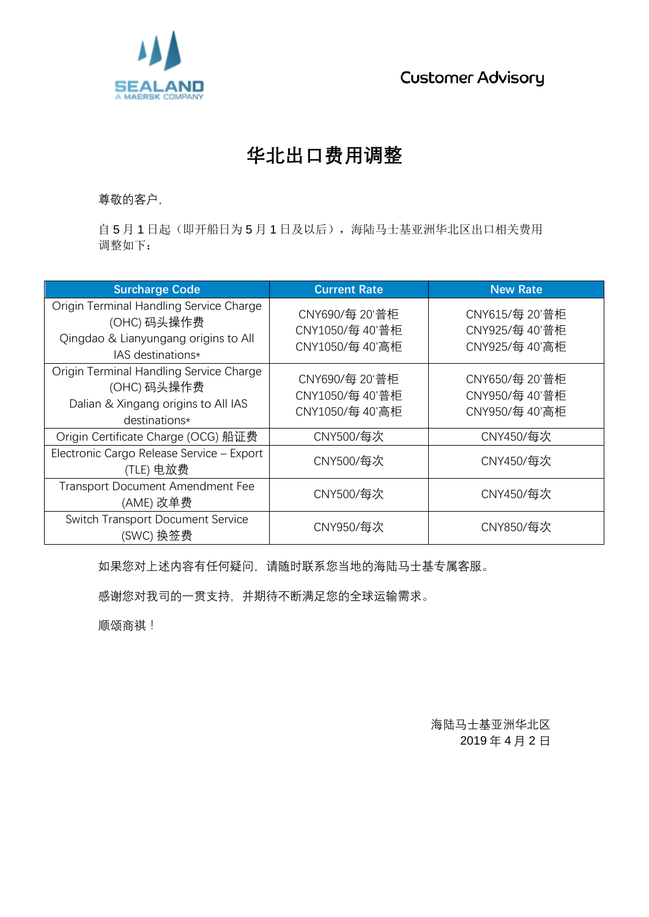SEALAND
A MAERSK COMPANY

Customer Advisory

# 华北出口费用调整

尊敬的客户，

自 5 月 1 日起（即开船日为 5 月 1 日及以后），海陆马士基亚洲华北区出口相关费用调整如下：

| Surcharge Code | Current Rate | New Rate |
|---|---|---|
| Origin Terminal Handling Service Charge (OHC) 码头操作费<br>Qingdao & Lianyungang origins to All IAS destinations* | CNY690/每 20'普柜<br>CNY1050/每 40'普柜<br>CNY1050/每 40'高柜 | CNY615/每 20'普柜<br>CNY925/每 40'普柜<br>CNY925/每 40'高柜 |
| Origin Terminal Handling Service Charge (OHC) 码头操作费<br>Dalian & Xingang origins to All IAS destinations* | CNY690/每 20'普柜<br>CNY1050/每 40'普柜<br>CNY1050/每 40'高柜 | CNY650/每 20'普柜<br>CNY950/每 40'普柜<br>CNY950/每 40'高柜 |
| Origin Certificate Charge (OCG) 船证费 | CNY500/每次 | CNY450/每次 |
| Electronic Cargo Release Service – Export (TLE) 电放费 | CNY500/每次 | CNY450/每次 |
| Transport Document Amendment Fee (AME) 改单费 | CNY500/每次 | CNY450/每次 |
| Switch Transport Document Service (SWC) 换签费 | CNY950/每次 | CNY850/每次 |

如果您对上述内容有任何疑问，请随时联系您当地的海陆马士基专属客服。

感谢您对我司的一贯支持，并期待不断满足您的全球运输需求。

顺颂商祺！

海陆马士基亚洲华北区
2019 年 4 月 2 日